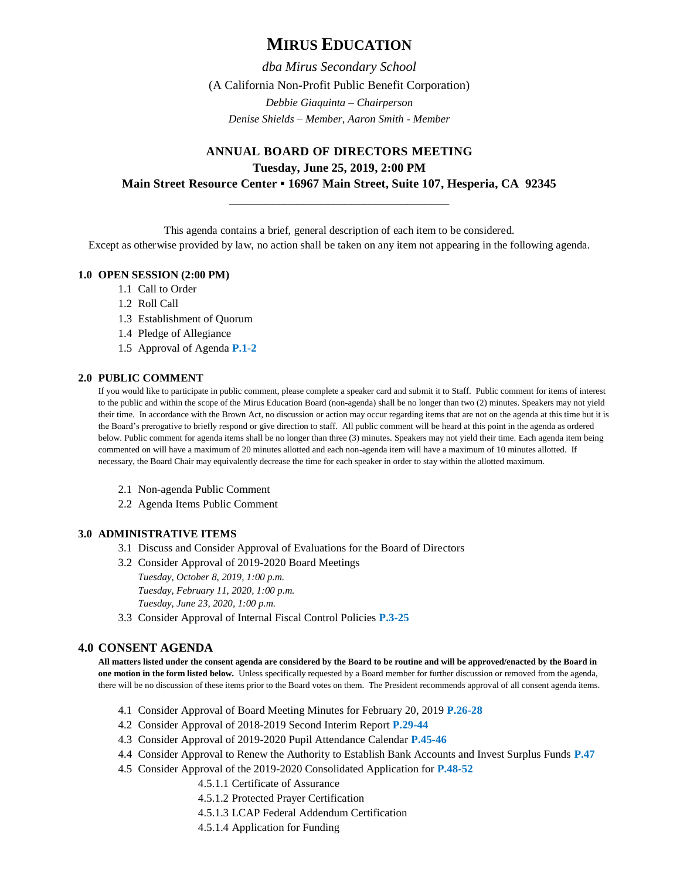# MIRUS EDUCATION

*dba Mirus Secondary School*

(A California Non-Profit Public Benefit Corporation)

*Debbie Giaquinta – Chairperson*

*Denise Shields – Member, Aaron Smith - Member*

## ANNUAL BOARD OF DIRECTORS MEETING

**Tuesday, June 25, 2019, 2:00 PM**

**Main Street Resource Center ▪ 16967 Main Street, Suite 107, Hesperia, CA 92345**

---

This agenda contains a brief, general description of each item to be considered.
Except as otherwise provided by law, no action shall be taken on any item not appearing in the following agenda.

### 1.0 OPEN SESSION (2:00 PM)

- 1.1 Call to Order
- 1.2 Roll Call
- 1.3 Establishment of Quorum
- 1.4 Pledge of Allegiance
- 1.5 Approval of Agenda **P.1-2**

### 2.0 PUBLIC COMMENT

If you would like to participate in public comment, please complete a speaker card and submit it to Staff. Public comment for items of interest to the public and within the scope of the Mirus Education Board (non-agenda) shall be no longer than two (2) minutes. Speakers may not yield their time. In accordance with the Brown Act, no discussion or action may occur regarding items that are not on the agenda at this time but it is the Board's prerogative to briefly respond or give direction to staff. All public comment will be heard at this point in the agenda as ordered below. Public comment for agenda items shall be no longer than three (3) minutes. Speakers may not yield their time. Each agenda item being commented on will have a maximum of 20 minutes allotted and each non-agenda item will have a maximum of 10 minutes allotted. If necessary, the Board Chair may equivalently decrease the time for each speaker in order to stay within the allotted maximum.

- 2.1 Non-agenda Public Comment
- 2.2 Agenda Items Public Comment

### 3.0 ADMINISTRATIVE ITEMS

- 3.1 Discuss and Consider Approval of Evaluations for the Board of Directors
- 3.2 Consider Approval of 2019-2020 Board Meetings
  - *Tuesday, October 8, 2019, 1:00 p.m.*
  - *Tuesday, February 11, 2020, 1:00 p.m.*
  - *Tuesday, June 23, 2020, 1:00 p.m.*
- 3.3 Consider Approval of Internal Fiscal Control Policies **P.3-25**

### 4.0 CONSENT AGENDA

**All matters listed under the consent agenda are considered by the Board to be routine and will be approved/enacted by the Board in one motion in the form listed below.** Unless specifically requested by a Board member for further discussion or removed from the agenda, there will be no discussion of these items prior to the Board votes on them. The President recommends approval of all consent agenda items.

- 4.1 Consider Approval of Board Meeting Minutes for February 20, 2019 **P.26-28**
- 4.2 Consider Approval of 2018-2019 Second Interim Report **P.29-44**
- 4.3 Consider Approval of 2019-2020 Pupil Attendance Calendar **P.45-46**
- 4.4 Consider Approval to Renew the Authority to Establish Bank Accounts and Invest Surplus Funds **P.47**
- 4.5 Consider Approval of the 2019-2020 Consolidated Application for **P.48-52**
  - 4.5.1.1 Certificate of Assurance
  - 4.5.1.2 Protected Prayer Certification
  - 4.5.1.3 LCAP Federal Addendum Certification
  - 4.5.1.4 Application for Funding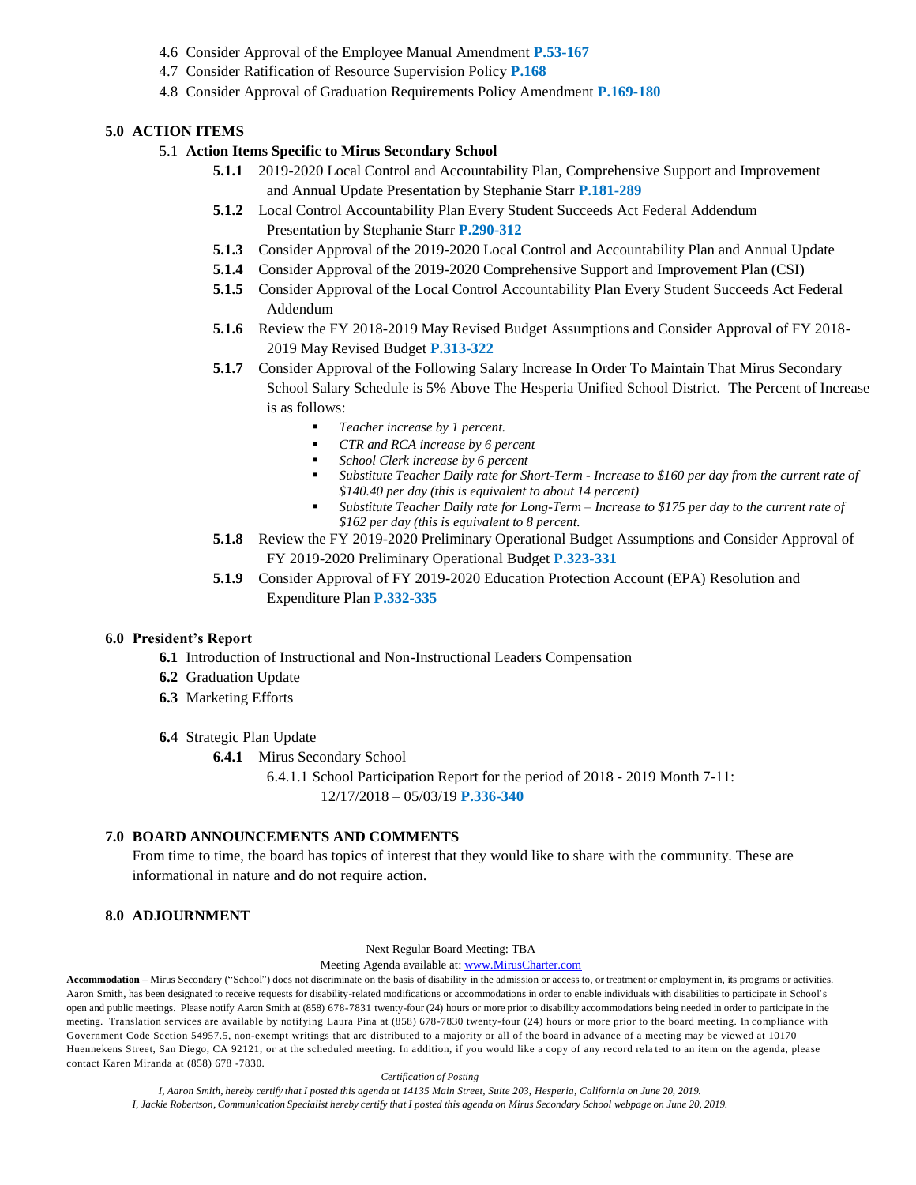4.6 Consider Approval of the Employee Manual Amendment **P.53-167**

4.7 Consider Ratification of Resource Supervision Policy **P.168**

4.8 Consider Approval of Graduation Requirements Policy Amendment **P.169-180**

## 5.0 ACTION ITEMS

5.1 **Action Items Specific to Mirus Secondary School**

**5.1.1** 2019-2020 Local Control and Accountability Plan, Comprehensive Support and Improvement and Annual Update Presentation by Stephanie Starr **P.181-289**

**5.1.2** Local Control Accountability Plan Every Student Succeeds Act Federal Addendum Presentation by Stephanie Starr **P.290-312**

**5.1.3** Consider Approval of the 2019-2020 Local Control and Accountability Plan and Annual Update

**5.1.4** Consider Approval of the 2019-2020 Comprehensive Support and Improvement Plan (CSI)

**5.1.5** Consider Approval of the Local Control Accountability Plan Every Student Succeeds Act Federal Addendum

**5.1.6** Review the FY 2018-2019 May Revised Budget Assumptions and Consider Approval of FY 2018-2019 May Revised Budget **P.313-322**

**5.1.7** Consider Approval of the Following Salary Increase In Order To Maintain That Mirus Secondary School Salary Schedule is 5% Above The Hesperia Unified School District. The Percent of Increase is as follows:

- *Teacher increase by 1 percent.*
- *CTR and RCA increase by 6 percent*
- *School Clerk increase by 6 percent*
- *Substitute Teacher Daily rate for Short-Term - Increase to $160 per day from the current rate of $140.40 per day (this is equivalent to about 14 percent)*
- *Substitute Teacher Daily rate for Long-Term – Increase to $175 per day to the current rate of $162 per day (this is equivalent to 8 percent.*

**5.1.8** Review the FY 2019-2020 Preliminary Operational Budget Assumptions and Consider Approval of FY 2019-2020 Preliminary Operational Budget **P.323-331**

**5.1.9** Consider Approval of FY 2019-2020 Education Protection Account (EPA) Resolution and Expenditure Plan **P.332-335**

## 6.0 President's Report

**6.1** Introduction of Instructional and Non-Instructional Leaders Compensation

**6.2** Graduation Update

**6.3** Marketing Efforts

**6.4** Strategic Plan Update

**6.4.1** Mirus Secondary School

6.4.1.1 School Participation Report for the period of 2018 - 2019 Month 7-11: 12/17/2018 – 05/03/19 **P.336-340**

## 7.0 BOARD ANNOUNCEMENTS AND COMMENTS

From time to time, the board has topics of interest that they would like to share with the community. These are informational in nature and do not require action.

## 8.0 ADJOURNMENT

Next Regular Board Meeting: TBA

Meeting Agenda available at: www.MirusCharter.com

**Accommodation** – Mirus Secondary ("School") does not discriminate on the basis of disability in the admission or access to, or treatment or employment in, its programs or activities. Aaron Smith, has been designated to receive requests for disability-related modifications or accommodations in order to enable individuals with disabilities to participate in School's open and public meetings. Please notify Aaron Smith at (858) 678-7831 twenty-four (24) hours or more prior to disability accommodations being needed in order to participate in the meeting. Translation services are available by notifying Laura Pina at (858) 678-7830 twenty-four (24) hours or more prior to the board meeting. In compliance with Government Code Section 54957.5, non-exempt writings that are distributed to a majority or all of the board in advance of a meeting may be viewed at 10170 Huennekens Street, San Diego, CA 92121; or at the scheduled meeting. In addition, if you would like a copy of any record related to an item on the agenda, please contact Karen Miranda at (858) 678 -7830.

*Certification of Posting*

*I, Aaron Smith, hereby certify that I posted this agenda at 14135 Main Street, Suite 203, Hesperia, California on June 20, 2019.*

*I, Jackie Robertson, Communication Specialist hereby certify that I posted this agenda on Mirus Secondary School webpage on June 20, 2019.*